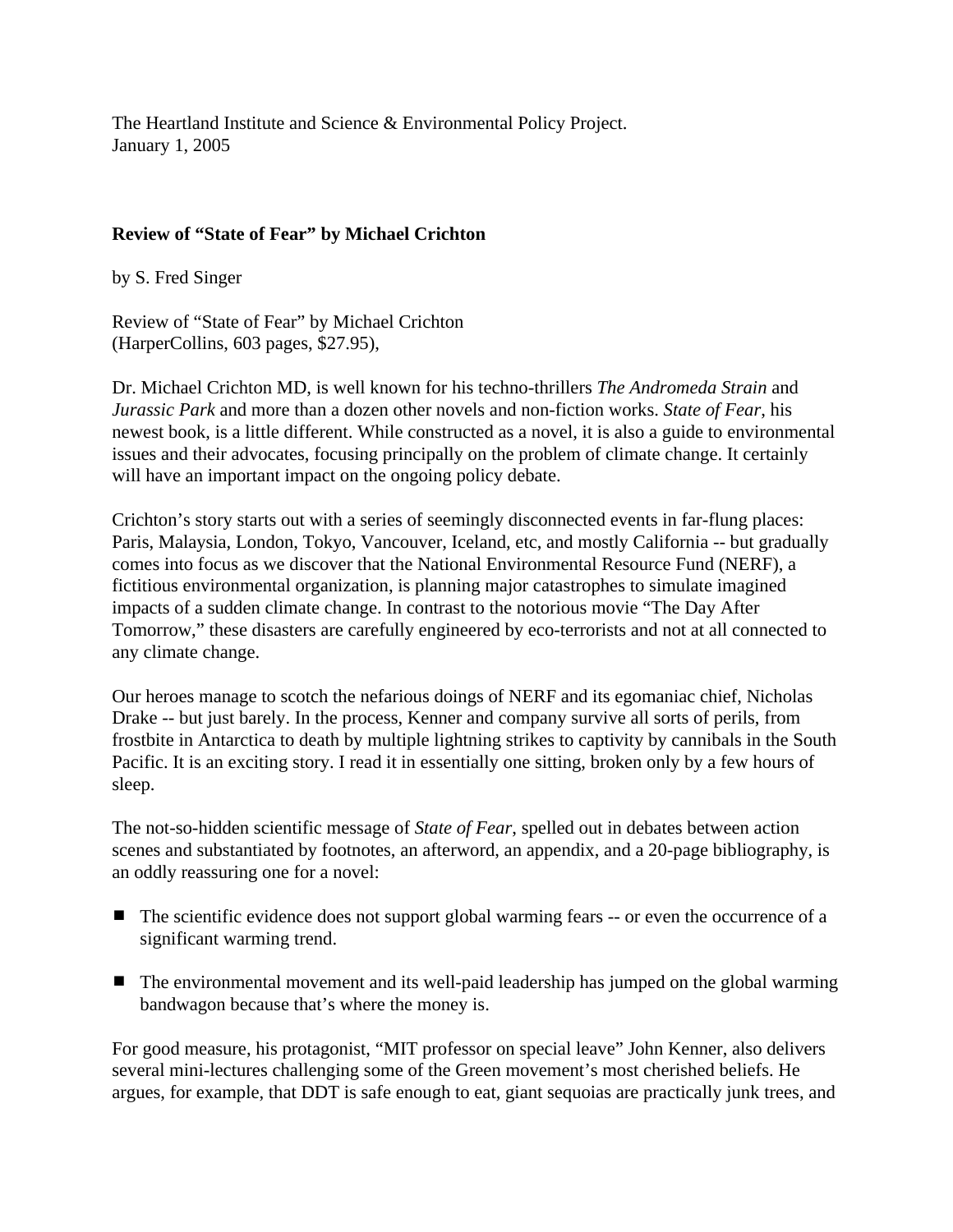The Heartland Institute and Science & Environmental Policy Project.
January 1, 2005

**Review of "State of Fear" by Michael Crichton**

by S. Fred Singer

Review of "State of Fear" by Michael Crichton
(HarperCollins, 603 pages, $27.95),

Dr. Michael Crichton MD, is well known for his techno-thrillers *The Andromeda Strain* and *Jurassic Park* and more than a dozen other novels and non-fiction works. *State of Fear*, his newest book, is a little different. While constructed as a novel, it is also a guide to environmental issues and their advocates, focusing principally on the problem of climate change. It certainly will have an important impact on the ongoing policy debate.

Crichton's story starts out with a series of seemingly disconnected events in far-flung places: Paris, Malaysia, London, Tokyo, Vancouver, Iceland, etc, and mostly California -- but gradually comes into focus as we discover that the National Environmental Resource Fund (NERF), a fictitious environmental organization, is planning major catastrophes to simulate imagined impacts of a sudden climate change. In contrast to the notorious movie "The Day After Tomorrow," these disasters are carefully engineered by eco-terrorists and not at all connected to any climate change.

Our heroes manage to scotch the nefarious doings of NERF and its egomaniac chief, Nicholas Drake -- but just barely. In the process, Kenner and company survive all sorts of perils, from frostbite in Antarctica to death by multiple lightning strikes to captivity by cannibals in the South Pacific. It is an exciting story. I read it in essentially one sitting, broken only by a few hours of sleep.

The not-so-hidden scientific message of *State of Fear*, spelled out in debates between action scenes and substantiated by footnotes, an afterword, an appendix, and a 20-page bibliography, is an oddly reassuring one for a novel:

- The scientific evidence does not support global warming fears -- or even the occurrence of a significant warming trend.
- The environmental movement and its well-paid leadership has jumped on the global warming bandwagon because that's where the money is.

For good measure, his protagonist, "MIT professor on special leave" John Kenner, also delivers several mini-lectures challenging some of the Green movement's most cherished beliefs. He argues, for example, that DDT is safe enough to eat, giant sequoias are practically junk trees, and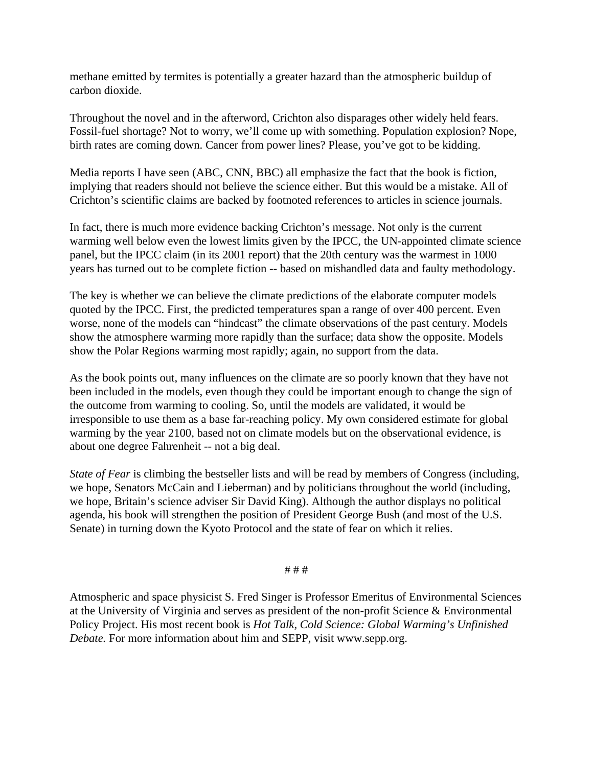methane emitted by termites is potentially a greater hazard than the atmospheric buildup of carbon dioxide.

Throughout the novel and in the afterword, Crichton also disparages other widely held fears. Fossil-fuel shortage? Not to worry, we'll come up with something. Population explosion? Nope, birth rates are coming down. Cancer from power lines? Please, you've got to be kidding.

Media reports I have seen (ABC, CNN, BBC) all emphasize the fact that the book is fiction, implying that readers should not believe the science either. But this would be a mistake. All of Crichton's scientific claims are backed by footnoted references to articles in science journals.

In fact, there is much more evidence backing Crichton's message. Not only is the current warming well below even the lowest limits given by the IPCC, the UN-appointed climate science panel, but the IPCC claim (in its 2001 report) that the 20th century was the warmest in 1000 years has turned out to be complete fiction -- based on mishandled data and faulty methodology.

The key is whether we can believe the climate predictions of the elaborate computer models quoted by the IPCC. First, the predicted temperatures span a range of over 400 percent. Even worse, none of the models can "hindcast" the climate observations of the past century. Models show the atmosphere warming more rapidly than the surface; data show the opposite. Models show the Polar Regions warming most rapidly; again, no support from the data.

As the book points out, many influences on the climate are so poorly known that they have not been included in the models, even though they could be important enough to change the sign of the outcome from warming to cooling. So, until the models are validated, it would be irresponsible to use them as a base far-reaching policy. My own considered estimate for global warming by the year 2100, based not on climate models but on the observational evidence, is about one degree Fahrenheit -- not a big deal.

*State of Fear* is climbing the bestseller lists and will be read by members of Congress (including, we hope, Senators McCain and Lieberman) and by politicians throughout the world (including, we hope, Britain's science adviser Sir David King). Although the author displays no political agenda, his book will strengthen the position of President George Bush (and most of the U.S. Senate) in turning down the Kyoto Protocol and the state of fear on which it relies.

# # #

Atmospheric and space physicist S. Fred Singer is Professor Emeritus of Environmental Sciences at the University of Virginia and serves as president of the non-profit Science & Environmental Policy Project. His most recent book is *Hot Talk, Cold Science: Global Warming's Unfinished Debate.* For more information about him and SEPP, visit www.sepp.org.